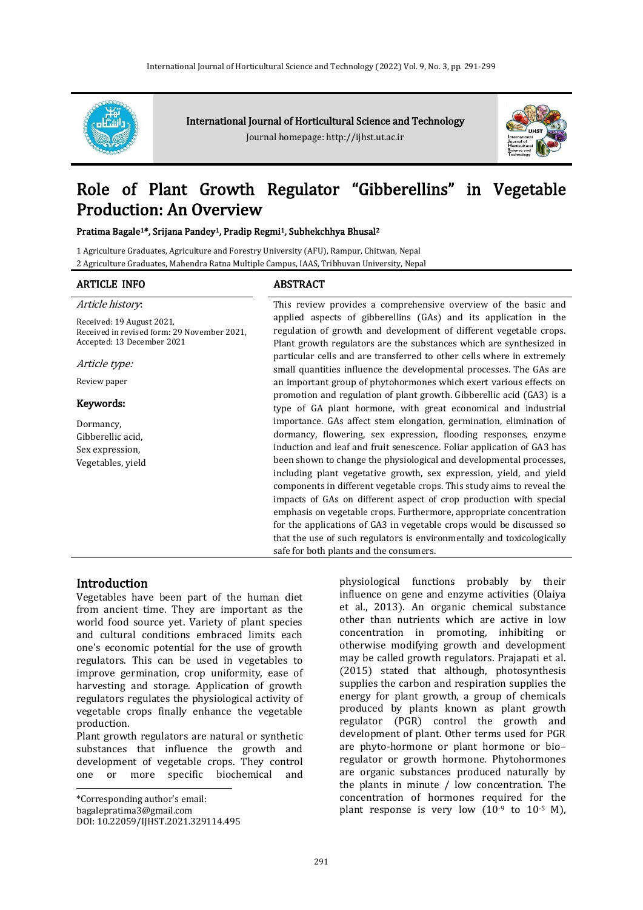# Role of Plant Growth Regulator "Gibberellins" in Vegetable Production: An Overview

**Pratima Bagale[1]*, Srijana Pandey[1], Pradip Regmi[1], Subhekchhya Bhusal[2]**

1 Agriculture Graduates, Agriculture and Forestry University (AFU), Rampur, Chitwan, Nepal
2 Agriculture Graduates, Mahendra Ratna Multiple Campus, IAAS, Tribhuvan University, Nepal

**ARTICLE INFO**

*Article history*:

Received: 19 August 2021,
Received in revised form: 29 November 2021,
Accepted: 13 December 2021

*Article type:*

Review paper

**Keywords:**

Dormancy,
Gibberellic acid,
Sex expression,
Vegetables, yield

**ABSTRACT**

This review provides a comprehensive overview of the basic and applied aspects of gibberellins (GAs) and its application in the regulation of growth and development of different vegetable crops. Plant growth regulators are the substances which are synthesized in particular cells and are transferred to other cells where in extremely small quantities influence the developmental processes. The GAs are an important group of phytohormones which exert various effects on promotion and regulation of plant growth. Gibberellic acid (GA3) is a type of GA plant hormone, with great economical and industrial importance. GAs affect stem elongation, germination, elimination of dormancy, flowering, sex expression, flooding responses, enzyme induction and leaf and fruit senescence. Foliar application of GA3 has been shown to change the physiological and developmental processes, including plant vegetative growth, sex expression, yield, and yield components in different vegetable crops. This study aims to reveal the impacts of GAs on different aspect of crop production with special emphasis on vegetable crops. Furthermore, appropriate concentration for the applications of GA3 in vegetable crops would be discussed so that the use of such regulators is environmentally and toxicologically safe for both plants and the consumers.

## Introduction

Vegetables have been part of the human diet from ancient time. They are important as the world food source yet. Variety of plant species and cultural conditions embraced limits each one's economic potential for the use of growth regulators. This can be used in vegetables to improve germination, crop uniformity, ease of harvesting and storage. Application of growth regulators regulates the physiological activity of vegetable crops finally enhance the vegetable production.

Plant growth regulators are natural or synthetic substances that influence the growth and development of vegetable crops. They control one or more specific biochemical and physiological functions probably by their influence on gene and enzyme activities (Olaiya et al., 2013). An organic chemical substance other than nutrients which are active in low concentration in promoting, inhibiting or otherwise modifying growth and development may be called growth regulators. Prajapati et al. (2015) stated that although, photosynthesis supplies the carbon and respiration supplies the energy for plant growth, a group of chemicals produced by plants known as plant growth regulator (PGR) control the growth and development of plant. Other terms used for PGR are phyto-hormone or plant hormone or bio–regulator or growth hormone. Phytohormones are organic substances produced naturally by the plants in minute / low concentration. The concentration of hormones required for the plant response is very low ($10^{-9}$ to $10^{-5}$ M),

*Corresponding author's email: bagalepratima3@gmail.com
DOI: 10.22059/IJHST.2021.329114.495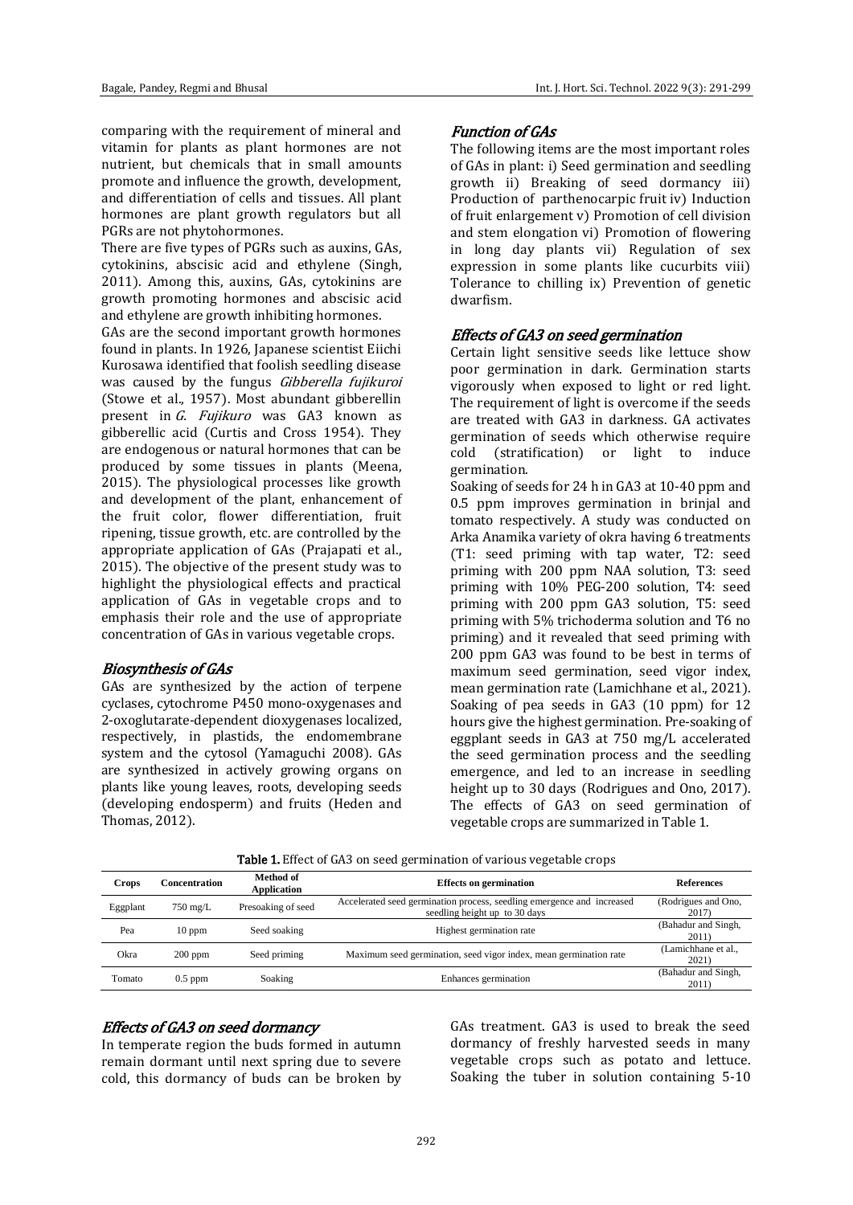comparing with the requirement of mineral and vitamin for plants as plant hormones are not nutrient, but chemicals that in small amounts promote and influence the growth, development, and differentiation of cells and tissues. All plant hormones are plant growth regulators but all PGRs are not phytohormones.

There are five types of PGRs such as auxins, GAs, cytokinins, abscisic acid and ethylene (Singh, 2011). Among this, auxins, GAs, cytokinins are growth promoting hormones and abscisic acid and ethylene are growth inhibiting hormones.

GAs are the second important growth hormones found in plants. In 1926, Japanese scientist Eiichi Kurosawa identified that foolish seedling disease was caused by the fungus *Gibberella fujikuroi* (Stowe et al., 1957). Most abundant gibberellin present in *G. Fujikuro* was GA3 known as gibberellic acid (Curtis and Cross 1954). They are endogenous or natural hormones that can be produced by some tissues in plants (Meena, 2015). The physiological processes like growth and development of the plant, enhancement of the fruit color, flower differentiation, fruit ripening, tissue growth, etc. are controlled by the appropriate application of GAs (Prajapati et al., 2015). The objective of the present study was to highlight the physiological effects and practical application of GAs in vegetable crops and to emphasis their role and the use of appropriate concentration of GAs in various vegetable crops.

## Biosynthesis of GAs

GAs are synthesized by the action of terpene cyclases, cytochrome P450 mono-oxygenases and 2-oxoglutarate-dependent dioxygenases localized, respectively, in plastids, the endomembrane system and the cytosol (Yamaguchi 2008). GAs are synthesized in actively growing organs on plants like young leaves, roots, developing seeds (developing endosperm) and fruits (Heden and Thomas, 2012).

## Function of GAs

The following items are the most important roles of GAs in plant: i) Seed germination and seedling growth ii) Breaking of seed dormancy iii) Production of parthenocarpic fruit iv) Induction of fruit enlargement v) Promotion of cell division and stem elongation vi) Promotion of flowering in long day plants vii) Regulation of sex expression in some plants like cucurbits viii) Tolerance to chilling ix) Prevention of genetic dwarfism.

## Effects of GA3 on seed germination

Certain light sensitive seeds like lettuce show poor germination in dark. Germination starts vigorously when exposed to light or red light. The requirement of light is overcome if the seeds are treated with GA3 in darkness. GA activates germination of seeds which otherwise require cold (stratification) or light to induce germination.

Soaking of seeds for 24 h in GA3 at 10-40 ppm and 0.5 ppm improves germination in brinjal and tomato respectively. A study was conducted on Arka Anamika variety of okra having 6 treatments (T1: seed priming with tap water, T2: seed priming with 200 ppm NAA solution, T3: seed priming with 10% PEG-200 solution, T4: seed priming with 200 ppm GA3 solution, T5: seed priming with 5% trichoderma solution and T6 no priming) and it revealed that seed priming with 200 ppm GA3 was found to be best in terms of maximum seed germination, seed vigor index, mean germination rate (Lamichhane et al., 2021). Soaking of pea seeds in GA3 (10 ppm) for 12 hours give the highest germination. Pre-soaking of eggplant seeds in GA3 at 750 mg/L accelerated the seed germination process and the seedling emergence, and led to an increase in seedling height up to 30 days (Rodrigues and Ono, 2017). The effects of GA3 on seed germination of vegetable crops are summarized in Table 1.

**Table 1.** Effect of GA3 on seed germination of various vegetable crops

| Crops | Concentration | Method of Application | Effects on germination | References |
|---|---|---|---|---|
| Eggplant | 750 mg/L | Presoaking of seed | Accelerated seed germination process, seedling emergence and increased seedling height up to 30 days | (Rodrigues and Ono, 2017) |
| Pea | 10 ppm | Seed soaking | Highest germination rate | (Bahadur and Singh, 2011) |
| Okra | 200 ppm | Seed priming | Maximum seed germination, seed vigor index, mean germination rate | (Lamichhane et al., 2021) |
| Tomato | 0.5 ppm | Soaking | Enhances germination | (Bahadur and Singh, 2011) |

## Effects of GA3 on seed dormancy

In temperate region the buds formed in autumn remain dormant until next spring due to severe cold, this dormancy of buds can be broken by GAs treatment. GA3 is used to break the seed dormancy of freshly harvested seeds in many vegetable crops such as potato and lettuce. Soaking the tuber in solution containing 5-10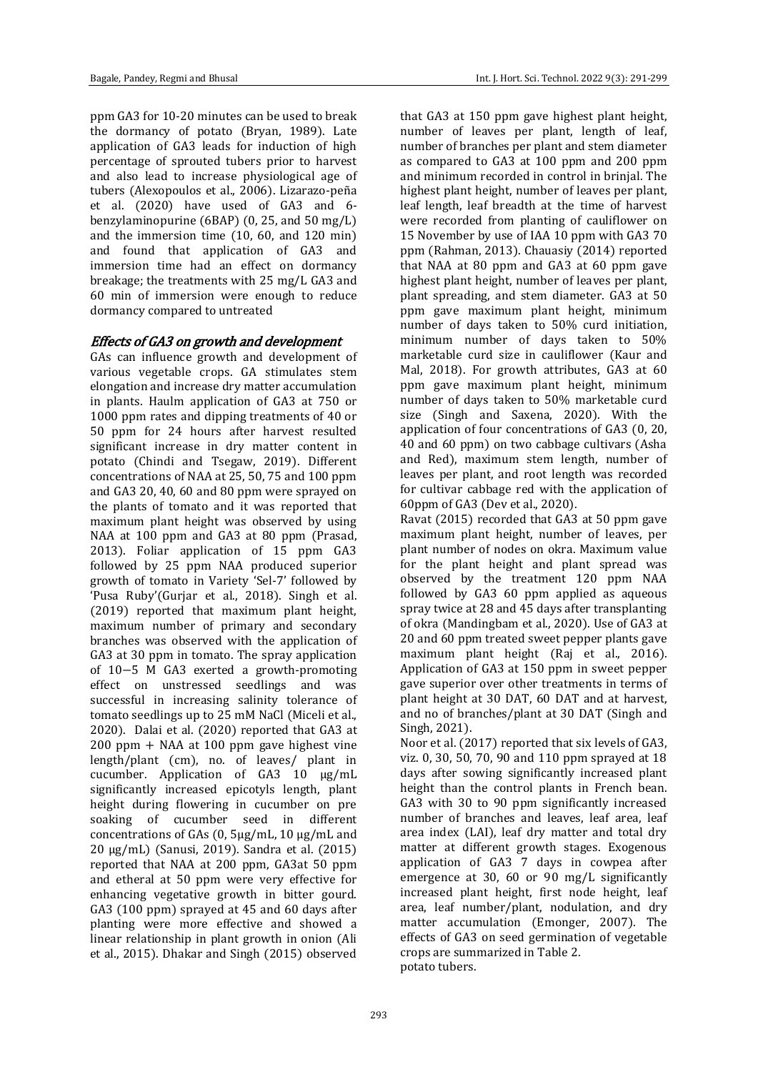ppm GA3 for 10-20 minutes can be used to break the dormancy of potato (Bryan, 1989). Late application of GA3 leads for induction of high percentage of sprouted tubers prior to harvest and also lead to increase physiological age of tubers (Alexopoulos et al., 2006). Lizarazo-peña et al. (2020) have used of GA3 and 6-benzylaminopurine (6BAP) (0, 25, and 50 mg/L) and the immersion time (10, 60, and 120 min) and found that application of GA3 and immersion time had an effect on dormancy breakage; the treatments with 25 mg/L GA3 and 60 min of immersion were enough to reduce dormancy compared to untreated

### *Effects of GA3 on growth and development*

GAs can influence growth and development of various vegetable crops. GA stimulates stem elongation and increase dry matter accumulation in plants. Haulm application of GA3 at 750 or 1000 ppm rates and dipping treatments of 40 or 50 ppm for 24 hours after harvest resulted significant increase in dry matter content in potato (Chindi and Tsegaw, 2019). Different concentrations of NAA at 25, 50, 75 and 100 ppm and GA3 20, 40, 60 and 80 ppm were sprayed on the plants of tomato and it was reported that maximum plant height was observed by using NAA at 100 ppm and GA3 at 80 ppm (Prasad, 2013). Foliar application of 15 ppm GA3 followed by 25 ppm NAA produced superior growth of tomato in Variety 'Sel-7' followed by 'Pusa Ruby'(Gurjar et al., 2018). Singh et al. (2019) reported that maximum plant height, maximum number of primary and secondary branches was observed with the application of GA3 at 30 ppm in tomato. The spray application of 10−5 M GA3 exerted a growth-promoting effect on unstressed seedlings and was successful in increasing salinity tolerance of tomato seedlings up to 25 mM NaCl (Miceli et al., 2020). Dalai et al. (2020) reported that GA3 at 200 ppm + NAA at 100 ppm gave highest vine length/plant (cm), no. of leaves/ plant in cucumber. Application of GA3 10 μg/mL significantly increased epicotyls length, plant height during flowering in cucumber on pre soaking of cucumber seed in different concentrations of GAs (0, 5μg/mL, 10 μg/mL and 20 μg/mL) (Sanusi, 2019). Sandra et al. (2015) reported that NAA at 200 ppm, GA3at 50 ppm and etheral at 50 ppm were very effective for enhancing vegetative growth in bitter gourd. GA3 (100 ppm) sprayed at 45 and 60 days after planting were more effective and showed a linear relationship in plant growth in onion (Ali et al., 2015). Dhakar and Singh (2015) observed that GA3 at 150 ppm gave highest plant height, number of leaves per plant, length of leaf, number of branches per plant and stem diameter as compared to GA3 at 100 ppm and 200 ppm and minimum recorded in control in brinjal. The highest plant height, number of leaves per plant, leaf length, leaf breadth at the time of harvest were recorded from planting of cauliflower on 15 November by use of IAA 10 ppm with GA3 70 ppm (Rahman, 2013). Chauasiy (2014) reported that NAA at 80 ppm and GA3 at 60 ppm gave highest plant height, number of leaves per plant, plant spreading, and stem diameter. GA3 at 50 ppm gave maximum plant height, minimum number of days taken to 50% curd initiation, minimum number of days taken to 50% marketable curd size in cauliflower (Kaur and Mal, 2018). For growth attributes, GA3 at 60 ppm gave maximum plant height, minimum number of days taken to 50% marketable curd size (Singh and Saxena, 2020). With the application of four concentrations of GA3 (0, 20, 40 and 60 ppm) on two cabbage cultivars (Asha and Red), maximum stem length, number of leaves per plant, and root length was recorded for cultivar cabbage red with the application of 60ppm of GA3 (Dev et al., 2020).

Ravat (2015) recorded that GA3 at 50 ppm gave maximum plant height, number of leaves, per plant number of nodes on okra. Maximum value for the plant height and plant spread was observed by the treatment 120 ppm NAA followed by GA3 60 ppm applied as aqueous spray twice at 28 and 45 days after transplanting of okra (Mandingbam et al., 2020). Use of GA3 at 20 and 60 ppm treated sweet pepper plants gave maximum plant height (Raj et al., 2016). Application of GA3 at 150 ppm in sweet pepper gave superior over other treatments in terms of plant height at 30 DAT, 60 DAT and at harvest, and no of branches/plant at 30 DAT (Singh and Singh, 2021).

Noor et al. (2017) reported that six levels of GA3, viz. 0, 30, 50, 70, 90 and 110 ppm sprayed at 18 days after sowing significantly increased plant height than the control plants in French bean. GA3 with 30 to 90 ppm significantly increased number of branches and leaves, leaf area, leaf area index (LAI), leaf dry matter and total dry matter at different growth stages. Exogenous application of GA3 7 days in cowpea after emergence at 30, 60 or 90 mg/L significantly increased plant height, first node height, leaf area, leaf number/plant, nodulation, and dry matter accumulation (Emonger, 2007). The effects of GA3 on seed germination of vegetable crops are summarized in Table 2.

potato tubers.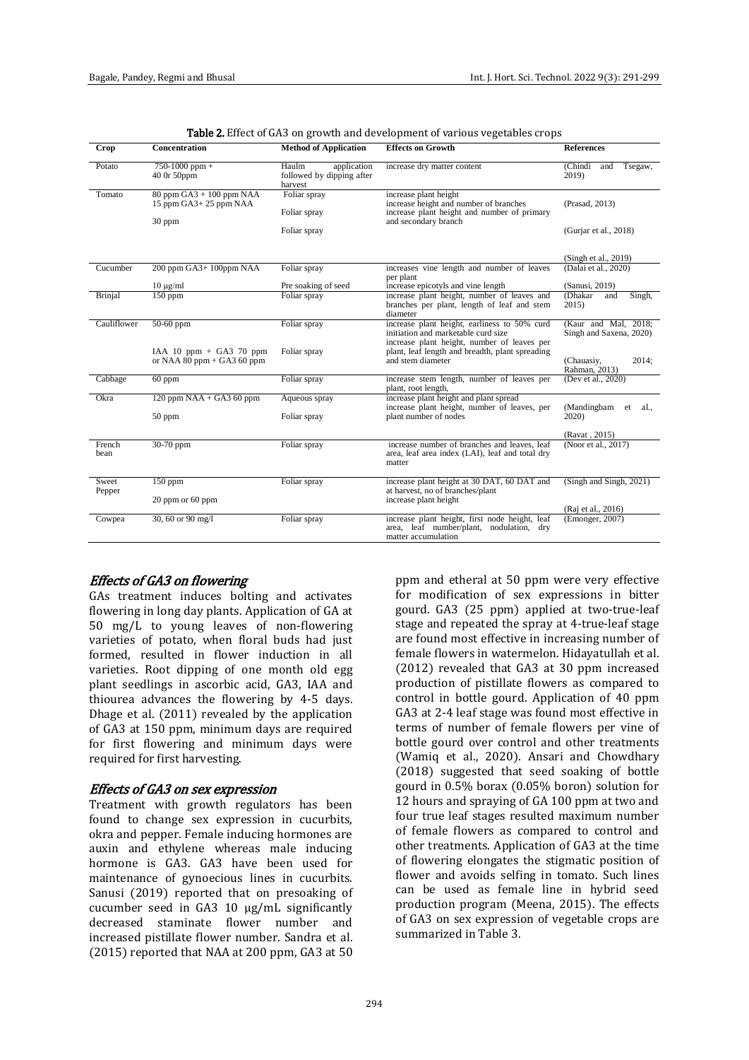**Table 2.** Effect of GA3 on growth and development of various vegetables crops

| Crop | Concentration | Method of Application | Effects on Growth | References |
|---|---|---|---|---|
| Potato | 750-1000 ppm + 40 0r 50ppm | Haulm application followed by dipping after harvest | increase dry matter content | (Chindi and Tsegaw, 2019) |
| Tomato | 80 ppm GA3 + 100 ppm NAA<br>15 ppm GA3+ 25 ppm NAA<br>30 ppm | Foliar spray<br>Foliar spray<br>Foliar spray | increase plant height<br>increase height and number of branches<br>increase plant height and number of primary and secondary branch | (Prasad, 2013)<br>(Gurjar et al., 2018)<br>(Singh et al., 2019) |
| Cucumber | 200 ppm GA3+ 100ppm NAA<br>10 μg/ml | Foliar spray<br>Pre soaking of seed | increases vine length and number of leaves per plant<br>increase epicotyls and vine length | (Dalai et al., 2020)<br>(Sanusi, 2019) |
| Brinjal | 150 ppm | Foliar spray | increase plant height, number of leaves and branches per plant, length of leaf and stem diameter | (Dhakar and Singh, 2015) |
| Cauliflower | 50-60 ppm<br>IAA 10 ppm + GA3 70 ppm or NAA 80 ppm + GA3 60 ppm | Foliar spray<br>Foliar spray | increase plant height, earliness to 50% curd initiation and marketable curd size<br>increase plant height, number of leaves per plant, leaf length and breadth, plant spreading and stem diameter | (Kaur and Mal, 2018; Singh and Saxena, 2020)<br>(Chauasiy, 2014; Rahman, 2013) |
| Cabbage | 60 ppm | Foliar spray | increase stem length, number of leaves per plant, root length, | (Dev et al., 2020) |
| Okra | 120 ppm NAA + GA3 60 ppm<br>50 ppm | Aqueous spray<br>Foliar spray | increase plant height and plant spread<br>increase plant height, number of leaves, per plant number of nodes | (Mandingbam et al., 2020)<br>(Ravat , 2015) |
| French bean | 30-70 ppm | Foliar spray | increase number of branches and leaves, leaf area, leaf area index (LAI), leaf and total dry matter | (Noor et al., 2017) |
| Sweet Pepper | 150 ppm<br>20 ppm or 60 ppm | Foliar spray | increase plant height at 30 DAT, 60 DAT and at harvest, no of branches/plant<br>increase plant height | (Singh and Singh, 2021)<br>(Raj et al., 2016) |
| Cowpea | 30, 60 or 90 mg/l | Foliar spray | increase plant height, first node height, leaf area, leaf number/plant, nodulation, dry matter accumulation | (Emonger, 2007) |

### Effects of GA3 on flowering

GAs treatment induces bolting and activates flowering in long day plants. Application of GA at 50 mg/L to young leaves of non-flowering varieties of potato, when floral buds had just formed, resulted in flower induction in all varieties. Root dipping of one month old egg plant seedlings in ascorbic acid, GA3, IAA and thiourea advances the flowering by 4-5 days. Dhage et al. (2011) revealed by the application of GA3 at 150 ppm, minimum days are required for first flowering and minimum days were required for first harvesting.

### Effects of GA3 on sex expression

Treatment with growth regulators has been found to change sex expression in cucurbits, okra and pepper. Female inducing hormones are auxin and ethylene whereas male inducing hormone is GA3. GA3 have been used for maintenance of gynoecious lines in cucurbits. Sanusi (2019) reported that on presoaking of cucumber seed in GA3 10 μg/mL significantly decreased staminate flower number and increased pistillate flower number. Sandra et al. (2015) reported that NAA at 200 ppm, GA3 at 50 ppm and etheral at 50 ppm were very effective for modification of sex expressions in bitter gourd. GA3 (25 ppm) applied at two-true-leaf stage and repeated the spray at 4-true-leaf stage are found most effective in increasing number of female flowers in watermelon. Hidayatullah et al. (2012) revealed that GA3 at 30 ppm increased production of pistillate flowers as compared to control in bottle gourd. Application of 40 ppm GA3 at 2-4 leaf stage was found most effective in terms of number of female flowers per vine of bottle gourd over control and other treatments (Wamiq et al., 2020). Ansari and Chowdhary (2018) suggested that seed soaking of bottle gourd in 0.5% borax (0.05% boron) solution for 12 hours and spraying of GA 100 ppm at two and four true leaf stages resulted maximum number of female flowers as compared to control and other treatments. Application of GA3 at the time of flowering elongates the stigmatic position of flower and avoids selfing in tomato. Such lines can be used as female line in hybrid seed production program (Meena, 2015). The effects of GA3 on sex expression of vegetable crops are summarized in Table 3.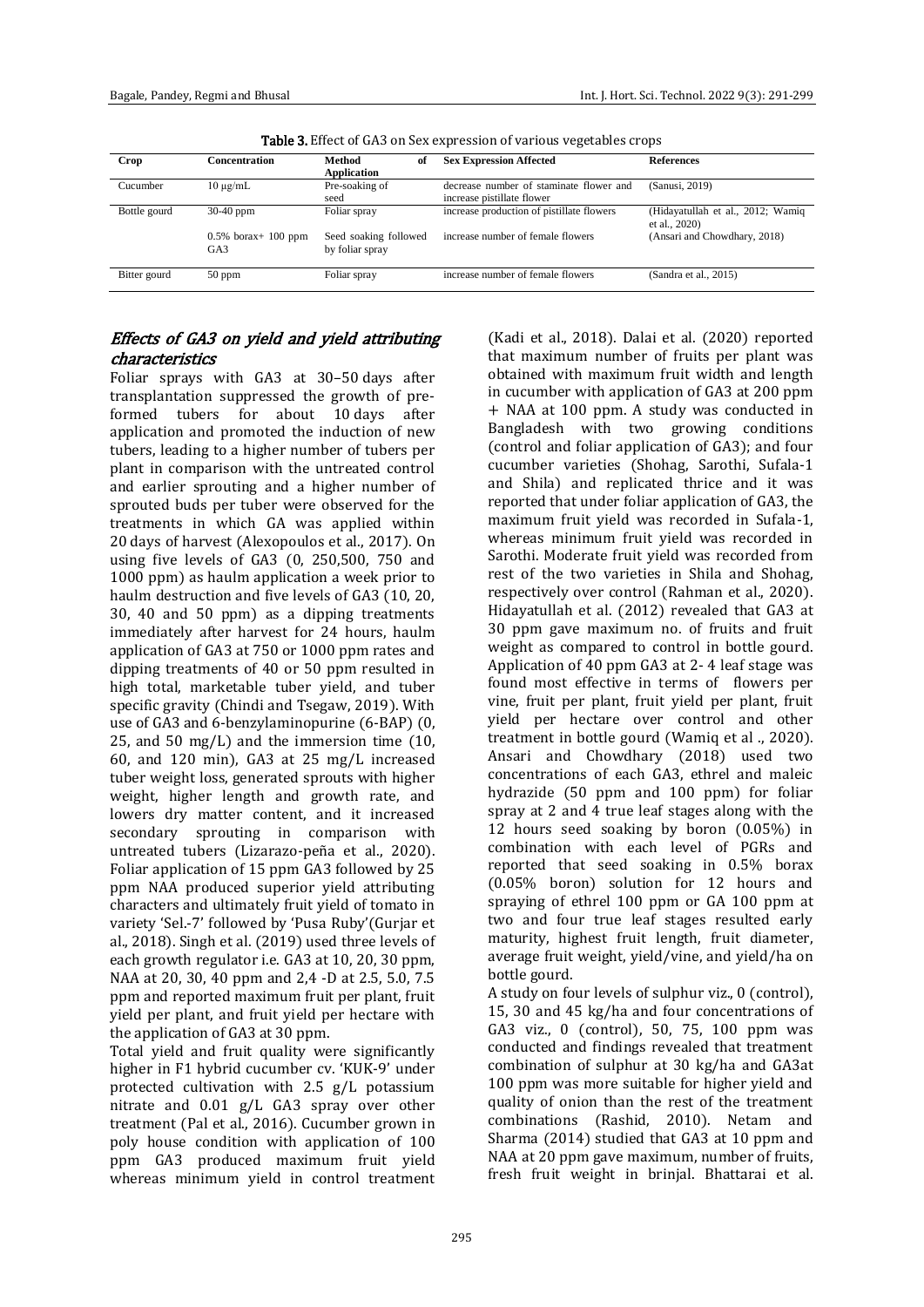**Table 3.** Effect of GA3 on Sex expression of various vegetables crops

| Crop | Concentration | Method of Application | Sex Expression Affected | References |
|---|---|---|---|---|
| Cucumber | 10 μg/mL | Pre-soaking of seed | decrease number of staminate flower and increase pistillate flower | (Sanusi, 2019) |
| Bottle gourd | 30-40 ppm | Foliar spray | increase production of pistillate flowers | (Hidayatullah et al., 2012; Wamiq et al., 2020) |
| | 0.5% borax+ 100 ppm GA3 | Seed soaking followed by foliar spray | increase number of female flowers | (Ansari and Chowdhary, 2018) |
| Bitter gourd | 50 ppm | Foliar spray | increase number of female flowers | (Sandra et al., 2015) |

## *Effects of GA3 on yield and yield attributing characteristics*

Foliar sprays with GA3 at 30–50 days after transplantation suppressed the growth of pre-formed tubers for about 10 days after application and promoted the induction of new tubers, leading to a higher number of tubers per plant in comparison with the untreated control and earlier sprouting and a higher number of sprouted buds per tuber were observed for the treatments in which GA was applied within 20 days of harvest (Alexopoulos et al., 2017). On using five levels of GA3 (0, 250,500, 750 and 1000 ppm) as haulm application a week prior to haulm destruction and five levels of GA3 (10, 20, 30, 40 and 50 ppm) as a dipping treatments immediately after harvest for 24 hours, haulm application of GA3 at 750 or 1000 ppm rates and dipping treatments of 40 or 50 ppm resulted in high total, marketable tuber yield, and tuber specific gravity (Chindi and Tsegaw, 2019). With use of GA3 and 6-benzylaminopurine (6-BAP) (0, 25, and 50 mg/L) and the immersion time (10, 60, and 120 min), GA3 at 25 mg/L increased tuber weight loss, generated sprouts with higher weight, higher length and growth rate, and lowers dry matter content, and it increased secondary sprouting in comparison with untreated tubers (Lizarazo-peña et al., 2020). Foliar application of 15 ppm GA3 followed by 25 ppm NAA produced superior yield attributing characters and ultimately fruit yield of tomato in variety 'Sel.-7' followed by 'Pusa Ruby'(Gurjar et al., 2018). Singh et al. (2019) used three levels of each growth regulator i.e. GA3 at 10, 20, 30 ppm, NAA at 20, 30, 40 ppm and 2,4 -D at 2.5, 5.0, 7.5 ppm and reported maximum fruit per plant, fruit yield per plant, and fruit yield per hectare with the application of GA3 at 30 ppm.

Total yield and fruit quality were significantly higher in F1 hybrid cucumber cv. 'KUK-9' under protected cultivation with 2.5 g/L potassium nitrate and 0.01 g/L GA3 spray over other treatment (Pal et al., 2016). Cucumber grown in poly house condition with application of 100 ppm GA3 produced maximum fruit yield whereas minimum yield in control treatment (Kadi et al., 2018). Dalai et al. (2020) reported that maximum number of fruits per plant was obtained with maximum fruit width and length in cucumber with application of GA3 at 200 ppm + NAA at 100 ppm. A study was conducted in Bangladesh with two growing conditions (control and foliar application of GA3); and four cucumber varieties (Shohag, Sarothi, Sufala-1 and Shila) and replicated thrice and it was reported that under foliar application of GA3, the maximum fruit yield was recorded in Sufala-1, whereas minimum fruit yield was recorded in Sarothi. Moderate fruit yield was recorded from rest of the two varieties in Shila and Shohag, respectively over control (Rahman et al., 2020). Hidayatullah et al. (2012) revealed that GA3 at 30 ppm gave maximum no. of fruits and fruit weight as compared to control in bottle gourd. Application of 40 ppm GA3 at 2- 4 leaf stage was found most effective in terms of flowers per vine, fruit per plant, fruit yield per plant, fruit yield per hectare over control and other treatment in bottle gourd (Wamiq et al ., 2020). Ansari and Chowdhary (2018) used two concentrations of each GA3, ethrel and maleic hydrazide (50 ppm and 100 ppm) for foliar spray at 2 and 4 true leaf stages along with the 12 hours seed soaking by boron (0.05%) in combination with each level of PGRs and reported that seed soaking in 0.5% borax (0.05% boron) solution for 12 hours and spraying of ethrel 100 ppm or GA 100 ppm at two and four true leaf stages resulted early maturity, highest fruit length, fruit diameter, average fruit weight, yield/vine, and yield/ha on bottle gourd.

A study on four levels of sulphur viz., 0 (control), 15, 30 and 45 kg/ha and four concentrations of GA3 viz., 0 (control), 50, 75, 100 ppm was conducted and findings revealed that treatment combination of sulphur at 30 kg/ha and GA3at 100 ppm was more suitable for higher yield and quality of onion than the rest of the treatment combinations (Rashid, 2010). Netam and Sharma (2014) studied that GA3 at 10 ppm and NAA at 20 ppm gave maximum, number of fruits, fresh fruit weight in brinjal. Bhattarai et al.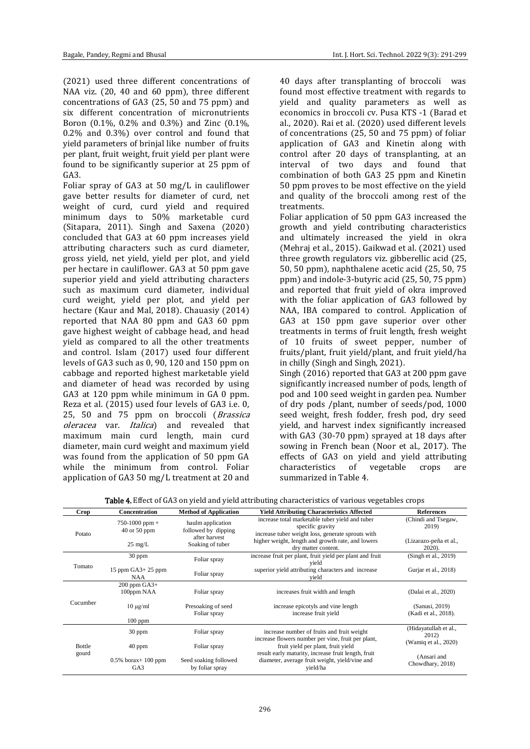(2021) used three different concentrations of NAA viz. (20, 40 and 60 ppm), three different concentrations of GA3 (25, 50 and 75 ppm) and six different concentration of micronutrients Boron (0.1%, 0.2% and 0.3%) and Zinc (0.1%, 0.2% and 0.3%) over control and found that yield parameters of brinjal like number of fruits per plant, fruit weight, fruit yield per plant were found to be significantly superior at 25 ppm of GA3.

Foliar spray of GA3 at 50 mg/L in cauliflower gave better results for diameter of curd, net weight of curd, curd yield and required minimum days to 50% marketable curd (Sitapara, 2011). Singh and Saxena (2020) concluded that GA3 at 60 ppm increases yield attributing characters such as curd diameter, gross yield, net yield, yield per plot, and yield per hectare in cauliflower. GA3 at 50 ppm gave superior yield and yield attributing characters such as maximum curd diameter, individual curd weight, yield per plot, and yield per hectare (Kaur and Mal, 2018). Chauasiy (2014) reported that NAA 80 ppm and GA3 60 ppm gave highest weight of cabbage head, and head yield as compared to all the other treatments and control. Islam (2017) used four different levels of GA3 such as 0, 90, 120 and 150 ppm on cabbage and reported highest marketable yield and diameter of head was recorded by using GA3 at 120 ppm while minimum in GA 0 ppm. Reza et al. (2015) used four levels of GA3 i.e. 0, 25, 50 and 75 ppm on broccoli (*Brassica oleracea* var. *Italica*) and revealed that maximum main curd length, main curd diameter, main curd weight and maximum yield was found from the application of 50 ppm GA while the minimum from control. Foliar application of GA3 50 mg/L treatment at 20 and 40 days after transplanting of broccoli was found most effective treatment with regards to yield and quality parameters as well as economics in broccoli cv. Pusa KTS -1 (Barad et al., 2020). Rai et al. (2020) used different levels of concentrations (25, 50 and 75 ppm) of foliar application of GA3 and Kinetin along with control after 20 days of transplanting, at an interval of two days and found that combination of both GA3 25 ppm and Kinetin 50 ppm proves to be most effective on the yield and quality of the broccoli among rest of the treatments.

Foliar application of 50 ppm GA3 increased the growth and yield contributing characteristics and ultimately increased the yield in okra (Mehraj et al., 2015). Gaikwad et al. (2021) used three growth regulators viz. gibberellic acid (25, 50, 50 ppm), naphthalene acetic acid (25, 50, 75 ppm) and indole-3-butyric acid (25, 50, 75 ppm) and reported that fruit yield of okra improved with the foliar application of GA3 followed by NAA, IBA compared to control. Application of GA3 at 150 ppm gave superior over other treatments in terms of fruit length, fresh weight of 10 fruits of sweet pepper, number of fruits/plant, fruit yield/plant, and fruit yield/ha in chilly (Singh and Singh, 2021).

Singh (2016) reported that GA3 at 200 ppm gave significantly increased number of pods, length of pod and 100 seed weight in garden pea. Number of dry pods /plant, number of seeds/pod, 1000 seed weight, fresh fodder, fresh pod, dry seed yield, and harvest index significantly increased with GA3 (30-70 ppm) sprayed at 18 days after sowing in French bean (Noor et al., 2017). The effects of GA3 on yield and yield attributing characteristics of vegetable crops are summarized in Table 4.

**Table 4.** Effect of GA3 on yield and yield attributing characteristics of various vegetables crops

| Crop | Concentration | Method of Application | Yield Attributing Characteristics Affected | References |
|---|---|---|---|---|
| Potato | 750-1000 ppm + 40 or 50 ppm | haulm application followed by dipping after harvest | increase total marketable tuber yield and tuber specific gravity | (Chindi and Tsegaw, 2019) |
| | 25 mg/L | Soaking of tuber | increase tuber weight loss, generate sprouts with higher weight, length and growth rate, and lowers dry matter content. | (Lizarazo-peña et al., 2020). |
| Tomato | 30 ppm | Foliar spray | increase fruit per plant, fruit yield per plant and fruit yield | (Singh et al., 2019) |
| | 15 ppm GA3+ 25 ppm NAA | Foliar spray | superior yield attributing characters and increase yield | Gurjar et al., 2018) |
| Cucumber | 200 ppm GA3+ 100ppm NAA | Foliar spray | increases fruit width and length | (Dalai et al., 2020) |
| | 10 μg/ml | Presoaking of seed | increase epicotyls and vine length | (Sanusi, 2019) |
| | 100 ppm | Foliar spray | increase fruit yield | (Kadi et al., 2018). |
| Bottle gourd | 30 ppm | Foliar spray | increase number of fruits and fruit weight | (Hidayatullah et al., 2012) |
| | 40 ppm | Foliar spray | increase flowers number per vine, fruit per plant, fruit yield per plant, fruit yield | (Wamiq et al., 2020) |
| | 0.5% borax+ 100 ppm GA3 | Seed soaking followed by foliar spray | result early maturity, increase fruit length, fruit diameter, average fruit weight, yield/vine and yield/ha | (Ansari and Chowdhary, 2018) |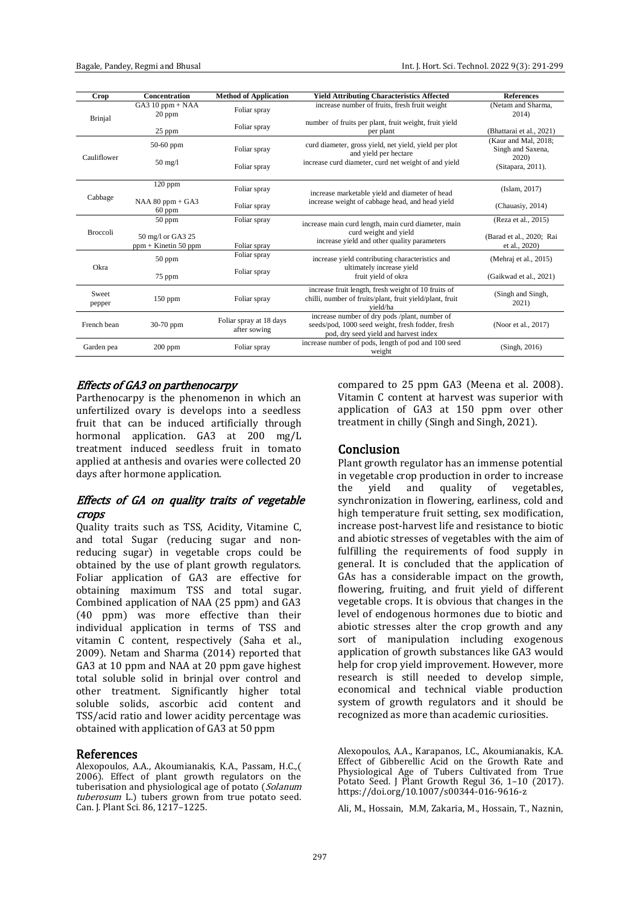| Crop | Concentration | Method of Application | Yield Attributing Characteristics Affected | References |
|---|---|---|---|---|
| Brinjal | GA3 10 ppm + NAA 20 ppm | Foliar spray | increase number of fruits, fresh fruit weight | (Netam and Sharma, 2014) |
| | 25 ppm | Foliar spray | number of fruits per plant, fruit weight, fruit yield per plant | (Bhattarai et al., 2021) |
| Cauliflower | 50-60 ppm | Foliar spray | curd diameter, gross yield, net yield, yield per plot and yield per hectare | (Kaur and Mal, 2018; Singh and Saxena, 2020) |
| | 50 mg/l | Foliar spray | increase curd diameter, curd net weight of and yield | (Sitapara, 2011). |
| Cabbage | 120 ppm | Foliar spray | increase marketable yield and diameter of head | (Islam, 2017) |
| | NAA 80 ppm + GA3 60 ppm | Foliar spray | increase weight of cabbage head, and head yield | (Chauasiy, 2014) |
| Broccoli | 50 ppm | Foliar spray | increase main curd length, main curd diameter, main curd weight and yield | (Reza et al., 2015) |
| | 50 mg/l or GA3 25 ppm + Kinetin 50 ppm | Foliar spray | increase yield and other quality parameters | (Barad et al., 2020; Rai et al., 2020) |
| Okra | 50 ppm | Foliar spray | increase yield contributing characteristics and ultimately increase yield | (Mehraj et al., 2015) |
| | 75 ppm | Foliar spray | fruit yield of okra | (Gaikwad et al., 2021) |
| Sweet pepper | 150 ppm | Foliar spray | increase fruit length, fresh weight of 10 fruits of chilli, number of fruits/plant, fruit yield/plant, fruit yield/ha | (Singh and Singh, 2021) |
| French bean | 30-70 ppm | Foliar spray at 18 days after sowing | increase number of dry pods /plant, number of seeds/pod, 1000 seed weight, fresh fodder, fresh pod, dry seed yield and harvest index | (Noor et al., 2017) |
| Garden pea | 200 ppm | Foliar spray | increase number of pods, length of pod and 100 seed weight | (Singh, 2016) |

### *Effects of GA3 on parthenocarpy*

Parthenocarpy is the phenomenon in which an unfertilized ovary is develops into a seedless fruit that can be induced artificially through hormonal application. GA3 at 200 mg/L treatment induced seedless fruit in tomato applied at anthesis and ovaries were collected 20 days after hormone application.

### *Effects of GA on quality traits of vegetable crops*

Quality traits such as TSS, Acidity, Vitamine C, and total Sugar (reducing sugar and non-reducing sugar) in vegetable crops could be obtained by the use of plant growth regulators. Foliar application of GA3 are effective for obtaining maximum TSS and total sugar. Combined application of NAA (25 ppm) and GA3 (40 ppm) was more effective than their individual application in terms of TSS and vitamin C content, respectively (Saha et al., 2009). Netam and Sharma (2014) reported that GA3 at 10 ppm and NAA at 20 ppm gave highest total soluble solid in brinjal over control and other treatment. Significantly higher total soluble solids, ascorbic acid content and TSS/acid ratio and lower acidity percentage was obtained with application of GA3 at 50 ppm compared to 25 ppm GA3 (Meena et al. 2008). Vitamin C content at harvest was superior with application of GA3 at 150 ppm over other treatment in chilly (Singh and Singh, 2021).

## Conclusion

Plant growth regulator has an immense potential in vegetable crop production in order to increase the yield and quality of vegetables, synchronization in flowering, earliness, cold and high temperature fruit setting, sex modification, increase post-harvest life and resistance to biotic and abiotic stresses of vegetables with the aim of fulfilling the requirements of food supply in general. It is concluded that the application of GAs has a considerable impact on the growth, flowering, fruiting, and fruit yield of different vegetable crops. It is obvious that changes in the level of endogenous hormones due to biotic and abiotic stresses alter the crop growth and any sort of manipulation including exogenous application of growth substances like GA3 would help for crop yield improvement. However, more research is still needed to develop simple, economical and technical viable production system of growth regulators and it should be recognized as more than academic curiosities.

## References

Alexopoulos, A.A., Akoumianakis, K.A., Passam, H.C.,( 2006). Effect of plant growth regulators on the tuberisation and physiological age of potato (*Solanum tuberosum* L.) tubers grown from true potato seed. Can. J. Plant Sci. 86, 1217–1225.

Alexopoulos, A.A., Karapanos, I.C., Akoumianakis, K.A. Effect of Gibberellic Acid on the Growth Rate and Physiological Age of Tubers Cultivated from True Potato Seed. J Plant Growth Regul 36, 1–10 (2017). https://doi.org/10.1007/s00344-016-9616-z

Ali, M., Hossain, M.M, Zakaria, M., Hossain, T., Naznin,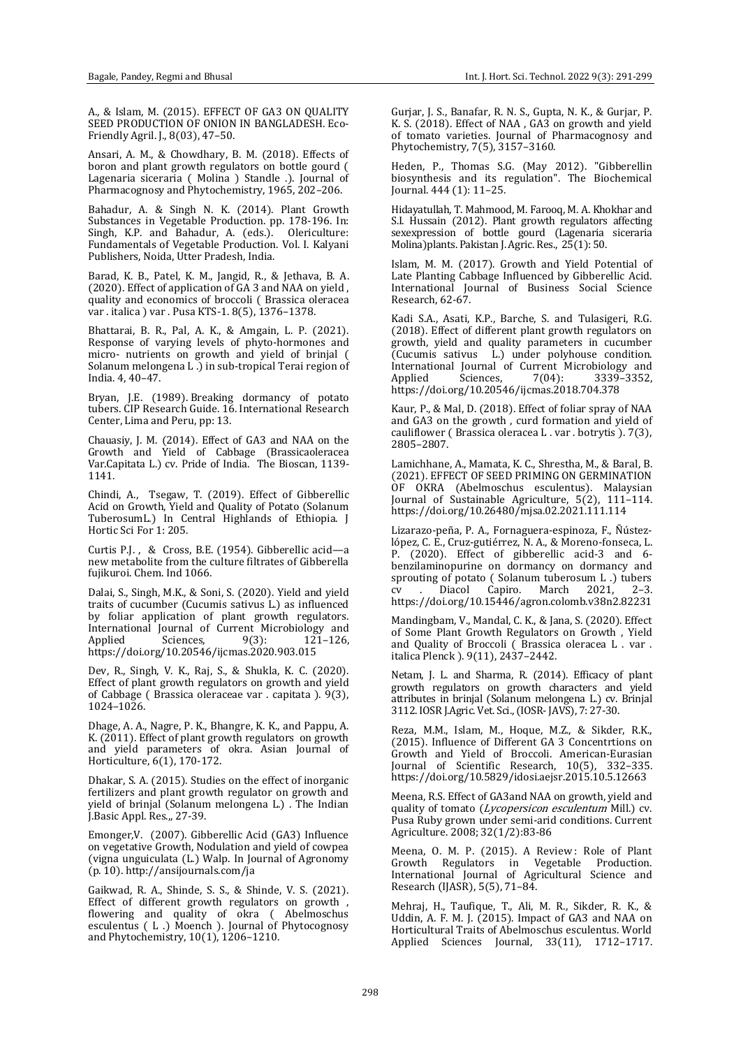A., & Islam, M. (2015). EFFECT OF GA3 ON QUALITY SEED PRODUCTION OF ONION IN BANGLADESH. Eco-Friendly Agril. J., 8(03), 47–50.

Ansari, A. M., & Chowdhary, B. M. (2018). Effects of boron and plant growth regulators on bottle gourd ( Lagenaria siceraria ( Molina ) Standle .). Journal of Pharmacognosy and Phytochemistry, 1965, 202–206.

Bahadur, A. & Singh N. K. (2014). Plant Growth Substances in Vegetable Production. pp. 178-196. In: Singh, K.P. and Bahadur, A. (eds.). Olericulture: Fundamentals of Vegetable Production. Vol. I. Kalyani Publishers, Noida, Utter Pradesh, India.

Barad, K. B., Patel, K. M., Jangid, R., & Jethava, B. A. (2020). Effect of application of GA 3 and NAA on yield , quality and economics of broccoli ( Brassica oleracea var . italica ) var . Pusa KTS-1. 8(5), 1376–1378.

Bhattarai, B. R., Pal, A. K., & Amgain, L. P. (2021). Response of varying levels of phyto-hormones and micro- nutrients on growth and yield of brinjal ( Solanum melongena L .) in sub-tropical Terai region of India. 4, 40–47.

Bryan, J.E. (1989). Breaking dormancy of potato tubers. CIP Research Guide. 16. International Research Center, Lima and Peru, pp: 13.

Chauasiy, J. M. (2014). Effect of GA3 and NAA on the Growth and Yield of Cabbage (Brassicaoleracea Var.Capitata L.) cv. Pride of India. The Bioscan, 1139-1141.

Chindi, A., Tsegaw, T. (2019). Effect of Gibberellic Acid on Growth, Yield and Quality of Potato (Solanum TuberosumL.) In Central Highlands of Ethiopia. J Hortic Sci For 1: 205.

Curtis P.J. , & Cross, B.E. (1954). Gibberellic acid—a new metabolite from the culture filtrates of Gibberella fujikuroi. Chem. Ind 1066.

Dalai, S., Singh, M.K., & Soni, S. (2020). Yield and yield traits of cucumber (Cucumis sativus L.) as influenced by foliar application of plant growth regulators. International Journal of Current Microbiology and Applied Sciences, 9(3): 121–126, https://doi.org/10.20546/ijcmas.2020.903.015

Dev, R., Singh, V. K., Raj, S., & Shukla, K. C. (2020). Effect of plant growth regulators on growth and yield of Cabbage ( Brassica oleraceae var . capitata ). 9(3), 1024–1026.

Dhage, A. A., Nagre, P. K., Bhangre, K. K., and Pappu, A. K. (2011). Effect of plant growth regulators on growth and yield parameters of okra. Asian Journal of Horticulture, 6(1), 170-172.

Dhakar, S. A. (2015). Studies on the effect of inorganic fertilizers and plant growth regulator on growth and yield of brinjal (Solanum melongena L.) . The Indian J.Basic Appl. Res.., 27-39.

Emonger,V. (2007). Gibberellic Acid (GA3) Influence on vegetative Growth, Nodulation and yield of cowpea (vigna unguiculata (L.) Walp. In Journal of Agronomy (p. 10). http://ansijournals.com/ja

Gaikwad, R. A., Shinde, S. S., & Shinde, V. S. (2021). Effect of different growth regulators on growth , flowering and quality of okra ( Abelmoschus esculentus ( L .) Moench ). Journal of Phytocognosy and Phytochemistry, 10(1), 1206–1210.

Gurjar, J. S., Banafar, R. N. S., Gupta, N. K., & Gurjar, P. K. S. (2018). Effect of NAA , GA3 on growth and yield of tomato varieties. Journal of Pharmacognosy and Phytochemistry, 7(5), 3157–3160.

Heden, P., Thomas S.G. (May 2012). "Gibberellin biosynthesis and its regulation". The Biochemical Journal. 444 (1): 11–25.

Hidayatullah, T. Mahmood, M. Farooq, M. A. Khokhar and S.I. Hussain (2012). Plant growth regulators affecting sexexpression of bottle gourd (Lagenaria siceraria Molina)plants. Pakistan J. Agric. Res., 25(1): 50.

Islam, M. M. (2017). Growth and Yield Potential of Late Planting Cabbage Influenced by Gibberellic Acid. International Journal of Business Social Science Research, 62-67.

Kadi S.A., Asati, K.P., Barche, S. and Tulasigeri, R.G. (2018). Effect of different plant growth regulators on growth, yield and quality parameters in cucumber (Cucumis sativus L.) under polyhouse condition. International Journal of Current Microbiology and Applied Sciences, 7(04): 3339–3352, https://doi.org/10.20546/ijcmas.2018.704.378

Kaur, P., & Mal, D. (2018). Effect of foliar spray of NAA and GA3 on the growth , curd formation and yield of cauliflower ( Brassica oleracea L . var . botrytis ). 7(3), 2805–2807.

Lamichhane, A., Mamata, K. C., Shrestha, M., & Baral, B. (2021). EFFECT OF SEED PRIMING ON GERMINATION OF OKRA (Abelmoschus esculentus). Malaysian Journal of Sustainable Agriculture, 5(2), 111–114. https://doi.org/10.26480/mjsa.02.2021.111.114

Lizarazo-peña, P. A., Fornaguera-espinoza, F., Ñústez-lópez, C. E., Cruz-gutiérrez, N. A., & Moreno-fonseca, L. P. (2020). Effect of gibberellic acid-3 and 6-benzilaminopurine on dormancy on dormancy and sprouting of potato ( Solanum tuberosum L .) tubers cv . Diacol Capiro. March 2021, 2–3. https://doi.org/10.15446/agron.colomb.v38n2.82231

Mandingbam, V., Mandal, C. K., & Jana, S. (2020). Effect of Some Plant Growth Regulators on Growth , Yield and Quality of Broccoli ( Brassica oleracea L . var . italica Plenck ). 9(11), 2437–2442.

Netam, J. L. and Sharma, R. (2014). Efficacy of plant growth regulators on growth characters and yield attributes in brinjal (Solanum melongena L.) cv. Brinjal 3112. IOSR J.Agric. Vet. Sci., (IOSR- JAVS), 7: 27-30.

Reza, M.M., Islam, M., Hoque, M.Z., & Sikder, R.K., (2015). Influence of Different GA 3 Concentrtions on Growth and Yield of Broccoli. American-Eurasian Journal of Scientific Research, 10(5), 332–335. https://doi.org/10.5829/idosi.aejsr.2015.10.5.12663

Meena, R.S. Effect of GA3and NAA on growth, yield and quality of tomato (*Lycopersicon esculentum* Mill.) cv. Pusa Ruby grown under semi-arid conditions. Current Agriculture. 2008; 32(1/2):83-86

Meena, O. M. P. (2015). A Review : Role of Plant Growth Regulators in Vegetable Production. International Journal of Agricultural Science and Research (IJASR), 5(5), 71–84.

Mehraj, H., Taufique, T., Ali, M. R., Sikder, R. K., & Uddin, A. F. M. J. (2015). Impact of GA3 and NAA on Horticultural Traits of Abelmoschus esculentus. World Applied Sciences Journal, 33(11), 1712–1717.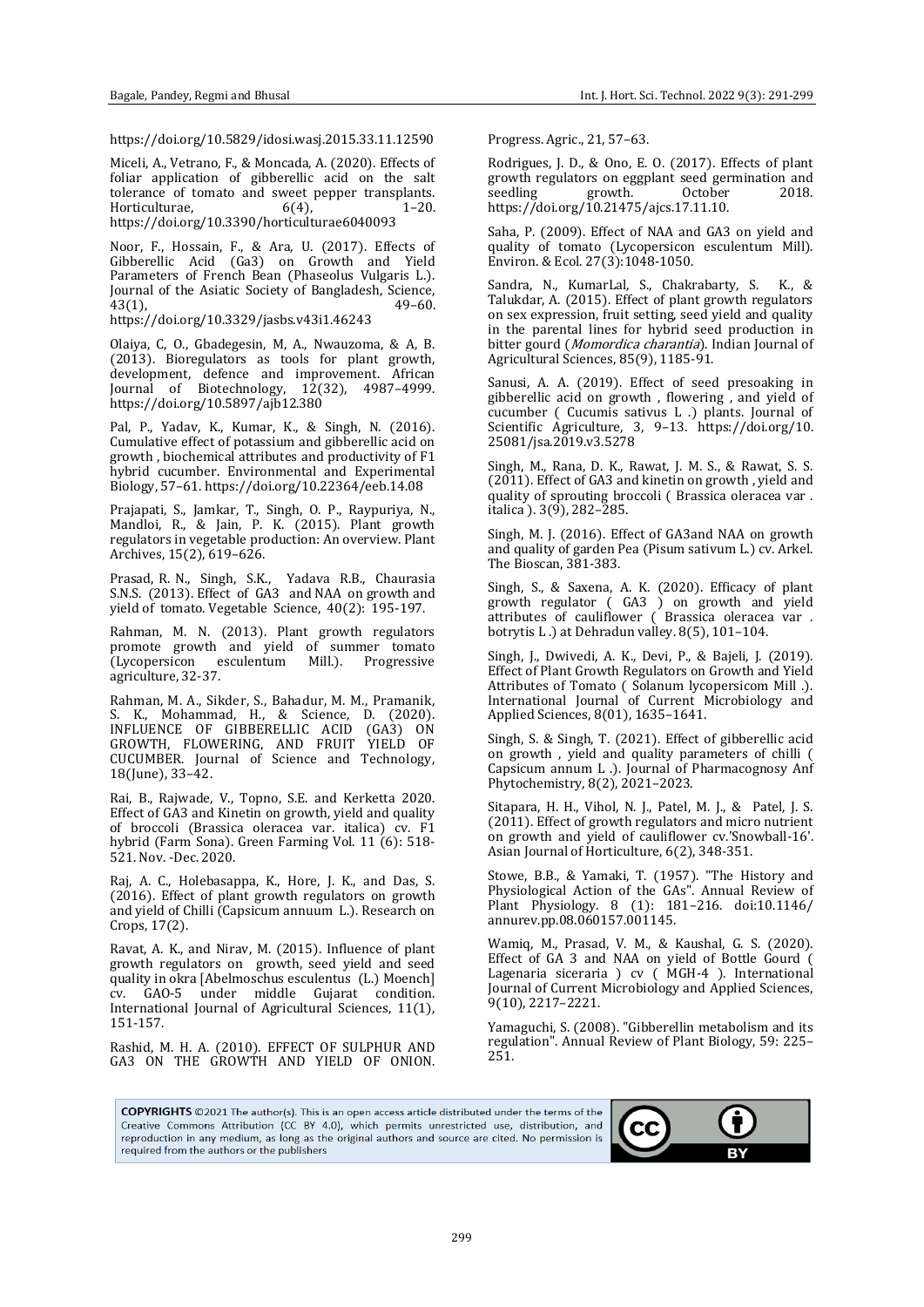https://doi.org/10.5829/idosi.wasj.2015.33.11.12590

Miceli, A., Vetrano, F., & Moncada, A. (2020). Effects of foliar application of gibberellic acid on the salt tolerance of tomato and sweet pepper transplants. Horticulturae, 6(4), 1–20. https://doi.org/10.3390/horticulturae6040093

Noor, F., Hossain, F., & Ara, U. (2017). Effects of Gibberellic Acid (Ga3) on Growth and Yield Parameters of French Bean (Phaseolus Vulgaris L.). Journal of the Asiatic Society of Bangladesh, Science, 43(1), 49–60. https://doi.org/10.3329/jasbs.v43i1.46243

Olaiya, C, O., Gbadegesin, M, A., Nwauzoma, & A, B. (2013). Bioregulators as tools for plant growth, development, defence and improvement. African Journal of Biotechnology, 12(32), 4987–4999. https://doi.org/10.5897/ajb12.380

Pal, P., Yadav, K., Kumar, K., & Singh, N. (2016). Cumulative effect of potassium and gibberellic acid on growth , biochemical attributes and productivity of F1 hybrid cucumber. Environmental and Experimental Biology, 57–61. https://doi.org/10.22364/eeb.14.08

Prajapati, S., Jamkar, T., Singh, O. P., Raypuriya, N., Mandloi, R., & Jain, P. K. (2015). Plant growth regulators in vegetable production: An overview. Plant Archives, 15(2), 619–626.

Prasad, R. N., Singh, S.K., Yadava R.B., Chaurasia S.N.S. (2013). Effect of GA3 and NAA on growth and yield of tomato. Vegetable Science, 40(2): 195-197.

Rahman, M. N. (2013). Plant growth regulators promote growth and yield of summer tomato (Lycopersicon esculentum Mill.). Progressive agriculture, 32-37.

Rahman, M. A., Sikder, S., Bahadur, M. M., Pramanik, S. K., Mohammad, H., & Science, D. (2020). INFLUENCE OF GIBBERELLIC ACID (GA3) ON GROWTH, FLOWERING, AND FRUIT YIELD OF CUCUMBER. Journal of Science and Technology, 18(June), 33–42.

Rai, B., Rajwade, V., Topno, S.E. and Kerketta 2020. Effect of GA3 and Kinetin on growth, yield and quality of broccoli (Brassica oleracea var. italica) cv. F1 hybrid (Farm Sona). Green Farming Vol. 11 (6): 518-521. Nov. -Dec. 2020.

Raj, A. C., Holebasappa, K., Hore, J. K., and Das, S. (2016). Effect of plant growth regulators on growth and yield of Chilli (Capsicum annuum L.). Research on Crops, 17(2).

Ravat, A. K., and Nirav, M. (2015). Influence of plant growth regulators on growth, seed yield and seed quality in okra [Abelmoschus esculentus (L.) Moench] cv. GAO-5 under middle Gujarat condition. International Journal of Agricultural Sciences, 11(1), 151-157.

Rashid, M. H. A. (2010). EFFECT OF SULPHUR AND GA3 ON THE GROWTH AND YIELD OF ONION. Progress. Agric., 21, 57–63.

Rodrigues, J. D., & Ono, E. O. (2017). Effects of plant growth regulators on eggplant seed germination and seedling growth. October 2018. https://doi.org/10.21475/ajcs.17.11.10.

Saha, P. (2009). Effect of NAA and GA3 on yield and quality of tomato (Lycopersicon esculentum Mill). Environ. & Ecol. 27(3):1048-1050.

Sandra, N., KumarLal, S., Chakrabarty, S. K., & Talukdar, A. (2015). Effect of plant growth regulators on sex expression, fruit setting, seed yield and quality in the parental lines for hybrid seed production in bitter gourd (*Momordica charantia*). Indian Journal of Agricultural Sciences, 85(9), 1185-91.

Sanusi, A. A. (2019). Effect of seed presoaking in gibberellic acid on growth , flowering , and yield of cucumber ( Cucumis sativus L .) plants. Journal of Scientific Agriculture, 3, 9–13. https://doi.org/10.25081/jsa.2019.v3.5278

Singh, M., Rana, D. K., Rawat, J. M. S., & Rawat, S. S. (2011). Effect of GA3 and kinetin on growth , yield and quality of sprouting broccoli ( Brassica oleracea var . italica ). 3(9), 282–285.

Singh, M. J. (2016). Effect of GA3and NAA on growth and quality of garden Pea (Pisum sativum L.) cv. Arkel. The Bioscan, 381-383.

Singh, S., & Saxena, A. K. (2020). Efficacy of plant growth regulator ( GA3 ) on growth and yield attributes of cauliflower ( Brassica oleracea var . botrytis L .) at Dehradun valley. 8(5), 101–104.

Singh, J., Dwivedi, A. K., Devi, P., & Bajeli, J. (2019). Effect of Plant Growth Regulators on Growth and Yield Attributes of Tomato ( Solanum lycopersicum Mill .). International Journal of Current Microbiology and Applied Sciences, 8(01), 1635–1641.

Singh, S. & Singh, T. (2021). Effect of gibberellic acid on growth , yield and quality parameters of chilli ( Capsicum annum L .). Journal of Pharmacognosy Anf Phytochemistry, 8(2), 2021–2023.

Sitapara, H. H., Vihol, N. J., Patel, M. J., & Patel, J. S. (2011). Effect of growth regulators and micro nutrient on growth and yield of cauliflower cv.'Snowball-16'. Asian Journal of Horticulture, 6(2), 348-351.

Stowe, B.B., & Yamaki, T. (1957). "The History and Physiological Action of the GAs". Annual Review of Plant Physiology. 8 (1): 181–216. doi:10.1146/annurev.pp.08.060157.001145.

Wamiq, M., Prasad, V. M., & Kaushal, G. S. (2020). Effect of GA 3 and NAA on yield of Bottle Gourd ( Lagenaria siceraria ) cv ( MGH-4 ). International Journal of Current Microbiology and Applied Sciences, 9(10), 2217–2221.

Yamaguchi, S. (2008). "Gibberellin metabolism and its regulation". Annual Review of Plant Biology, 59: 225–251.

**COPYRIGHTS** ©2021 The author(s). This is an open access article distributed under the terms of the Creative Commons Attribution (CC BY 4.0), which permits unrestricted use, distribution, and reproduction in any medium, as long as the original authors and source are cited. No permission is required from the authors or the publishers